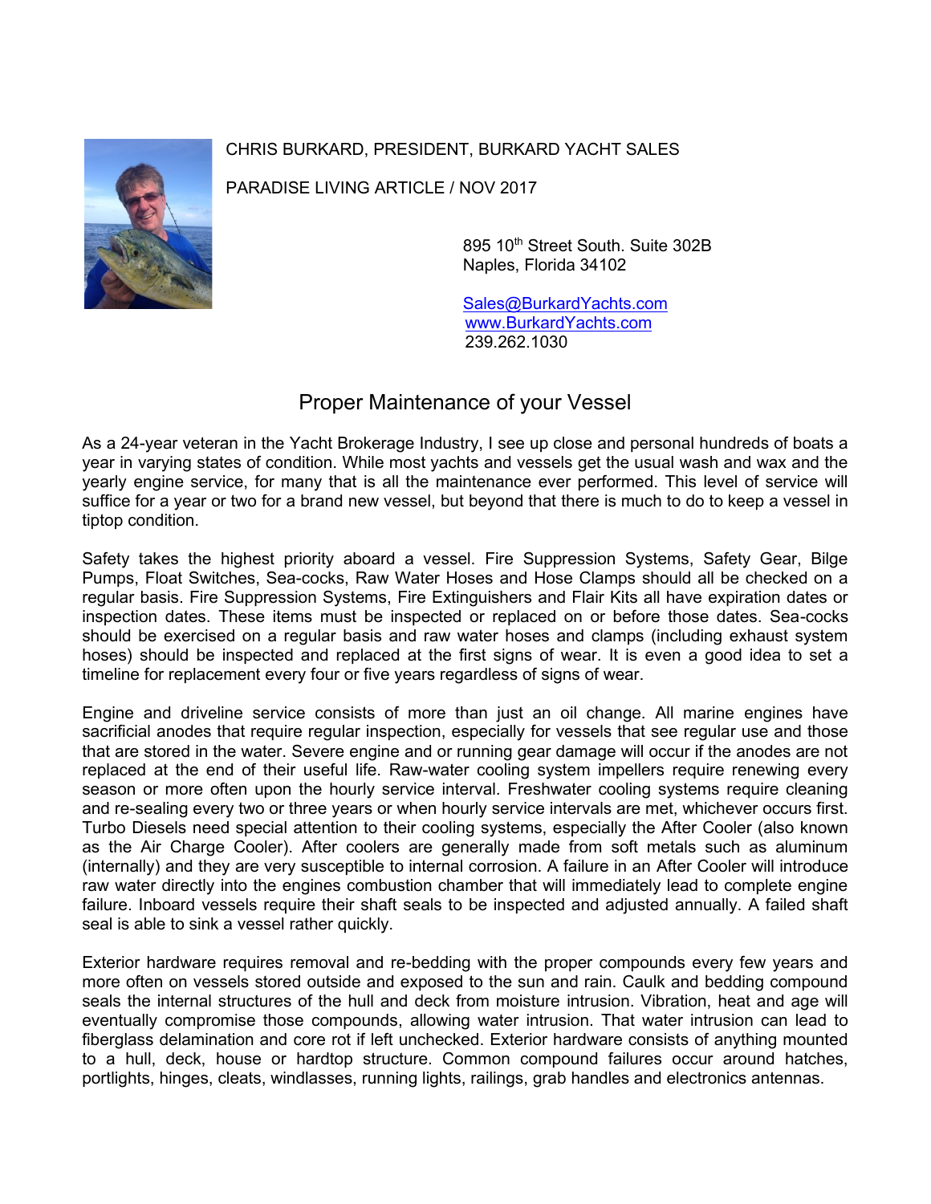CHRIS BURKARD, PRESIDENT, BURKARD YACHT SALES

PARADISE LIVING ARTICLE / NOV 2017

895 10th Street South. Suite 302B
Naples, Florida 34102

Sales@BurkardYachts.com
www.BurkardYachts.com
239.262.1030

# Proper Maintenance of your Vessel

As a 24-year veteran in the Yacht Brokerage Industry, I see up close and personal hundreds of boats a year in varying states of condition. While most yachts and vessels get the usual wash and wax and the yearly engine service, for many that is all the maintenance ever performed. This level of service will suffice for a year or two for a brand new vessel, but beyond that there is much to do to keep a vessel in tiptop condition.

Safety takes the highest priority aboard a vessel. Fire Suppression Systems, Safety Gear, Bilge Pumps, Float Switches, Sea-cocks, Raw Water Hoses and Hose Clamps should all be checked on a regular basis. Fire Suppression Systems, Fire Extinguishers and Flair Kits all have expiration dates or inspection dates. These items must be inspected or replaced on or before those dates. Sea-cocks should be exercised on a regular basis and raw water hoses and clamps (including exhaust system hoses) should be inspected and replaced at the first signs of wear. It is even a good idea to set a timeline for replacement every four or five years regardless of signs of wear.

Engine and driveline service consists of more than just an oil change. All marine engines have sacrificial anodes that require regular inspection, especially for vessels that see regular use and those that are stored in the water. Severe engine and or running gear damage will occur if the anodes are not replaced at the end of their useful life. Raw-water cooling system impellers require renewing every season or more often upon the hourly service interval. Freshwater cooling systems require cleaning and re-sealing every two or three years or when hourly service intervals are met, whichever occurs first. Turbo Diesels need special attention to their cooling systems, especially the After Cooler (also known as the Air Charge Cooler). After coolers are generally made from soft metals such as aluminum (internally) and they are very susceptible to internal corrosion. A failure in an After Cooler will introduce raw water directly into the engines combustion chamber that will immediately lead to complete engine failure. Inboard vessels require their shaft seals to be inspected and adjusted annually. A failed shaft seal is able to sink a vessel rather quickly.

Exterior hardware requires removal and re-bedding with the proper compounds every few years and more often on vessels stored outside and exposed to the sun and rain. Caulk and bedding compound seals the internal structures of the hull and deck from moisture intrusion. Vibration, heat and age will eventually compromise those compounds, allowing water intrusion. That water intrusion can lead to fiberglass delamination and core rot if left unchecked. Exterior hardware consists of anything mounted to a hull, deck, house or hardtop structure. Common compound failures occur around hatches, portlights, hinges, cleats, windlasses, running lights, railings, grab handles and electronics antennas.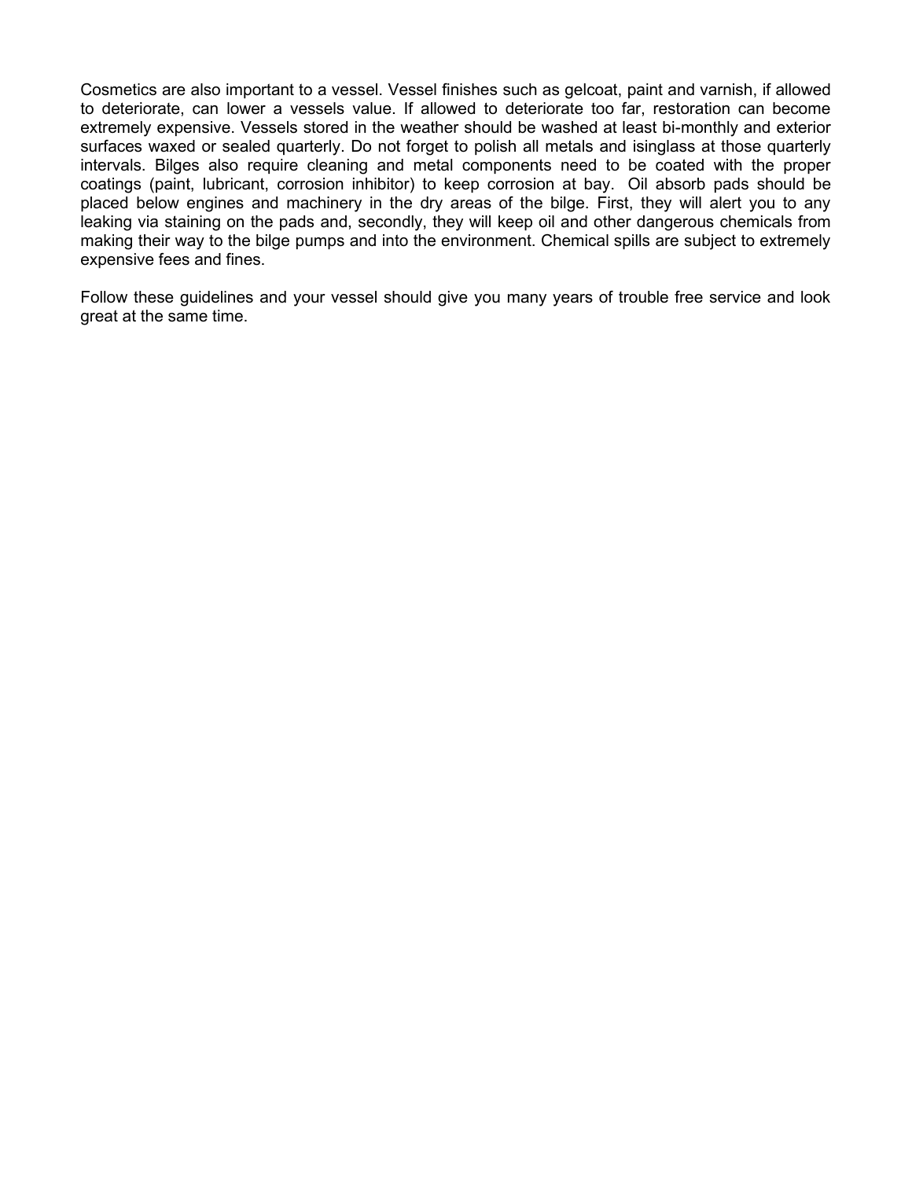Cosmetics are also important to a vessel. Vessel finishes such as gelcoat, paint and varnish, if allowed to deteriorate, can lower a vessels value. If allowed to deteriorate too far, restoration can become extremely expensive. Vessels stored in the weather should be washed at least bi-monthly and exterior surfaces waxed or sealed quarterly. Do not forget to polish all metals and isinglass at those quarterly intervals. Bilges also require cleaning and metal components need to be coated with the proper coatings (paint, lubricant, corrosion inhibitor) to keep corrosion at bay.  Oil absorb pads should be placed below engines and machinery in the dry areas of the bilge. First, they will alert you to any leaking via staining on the pads and, secondly, they will keep oil and other dangerous chemicals from making their way to the bilge pumps and into the environment. Chemical spills are subject to extremely expensive fees and fines.

Follow these guidelines and your vessel should give you many years of trouble free service and look great at the same time.